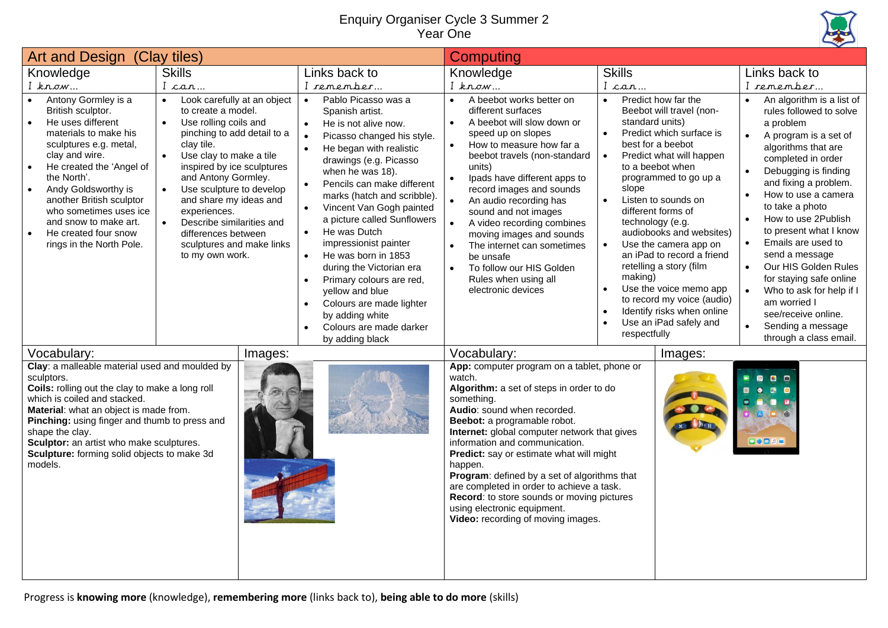# Enquiry Organiser Cycle 3 Summer 2
## Year One

## Art and Design (Clay tiles)

| Knowledge<br>*I know…* | Skills<br>*I can…* | Links back to<br>*I remember…* |
|---|---|---|
| • Antony Gormley is a British sculptor.<br>• He uses different materials to make his sculptures e.g. metal, clay and wire.<br>• He created the 'Angel of the North'.<br>• Andy Goldsworthy is another British sculptor who sometimes uses ice and snow to make art.<br>• He created four snow rings in the North Pole. | • Look carefully at an object to create a model.<br>• Use rolling coils and pinching to add detail to a clay tile.<br>• Use clay to make a tile inspired by ice sculptures and Antony Gormley.<br>• Use sculpture to develop and share my ideas and experiences.<br>• Describe similarities and differences between sculptures and make links to my own work. | • Pablo Picasso was a Spanish artist.<br>• He is not alive now.<br>• Picasso changed his style.<br>• He began with realistic drawings (e.g. Picasso when he was 18).<br>• Pencils can make different marks (hatch and scribble).<br>• Vincent Van Gogh painted a picture called Sunflowers<br>• He was Dutch impressionist painter<br>• He was born in 1853 during the Victorian era<br>• Primary colours are red, yellow and blue<br>• Colours are made lighter by adding white<br>• Colours are made darker by adding black |

### Vocabulary:

**Clay**: a malleable material used and moulded by sculptors.
**Coils:** rolling out the clay to make a long roll which is coiled and stacked.
**Material**: what an object is made from.
**Pinching:** using finger and thumb to press and shape the clay.
**Sculptor:** an artist who make sculptures.
**Sculpture:** forming solid objects to make 3d models.

### Images:

## Computing

| Knowledge<br>*I know…* | Skills<br>*I can…* | Links back to<br>*I remember…* |
|---|---|---|
| • A beebot works better on different surfaces<br>• A beebot will slow down or speed up on slopes<br>• How to measure how far a beebot travels (non-standard units)<br>• Ipads have different apps to record images and sounds<br>• An audio recording has sound and not images<br>• A video recording combines moving images and sounds<br>• The internet can sometimes be unsafe<br>• To follow our HIS Golden Rules when using all electronic devices | • Predict how far the Beebot will travel (non-standard units)<br>• Predict which surface is best for a beebot<br>• Predict what will happen to a beebot when programmed to go up a slope<br>• Listen to sounds on different forms of technology (e.g. audiobooks and websites)<br>• Use the camera app on an iPad to record a friend retelling a story (film making)<br>• Use the voice memo app to record my voice (audio)<br>• Identify risks when online<br>• Use an iPad safely and respectfully | • An algorithm is a list of rules followed to solve a problem<br>• A program is a set of algorithms that are completed in order<br>• Debugging is finding and fixing a problem.<br>• How to use a camera to take a photo<br>• How to use 2Publish to present what I know<br>• Emails are used to send a message<br>• Our HIS Golden Rules for staying safe online<br>• Who to ask for help if I am worried I see/receive online.<br>• Sending a message through a class email. |

### Vocabulary:

**App:** computer program on a tablet, phone or watch.
**Algorithm:** a set of steps in order to do something.
**Audio**: sound when recorded.
**Beebot:** a programable robot.
**Internet:** global computer network that gives information and communication.
**Predict:** say or estimate what will might happen.
**Program**: defined by a set of algorithms that are completed in order to achieve a task.
**Record**: to store sounds or moving pictures using electronic equipment.
**Video:** recording of moving images.

### Images:

Progress is **knowing more** (knowledge), **remembering more** (links back to), **being able to do more** (skills)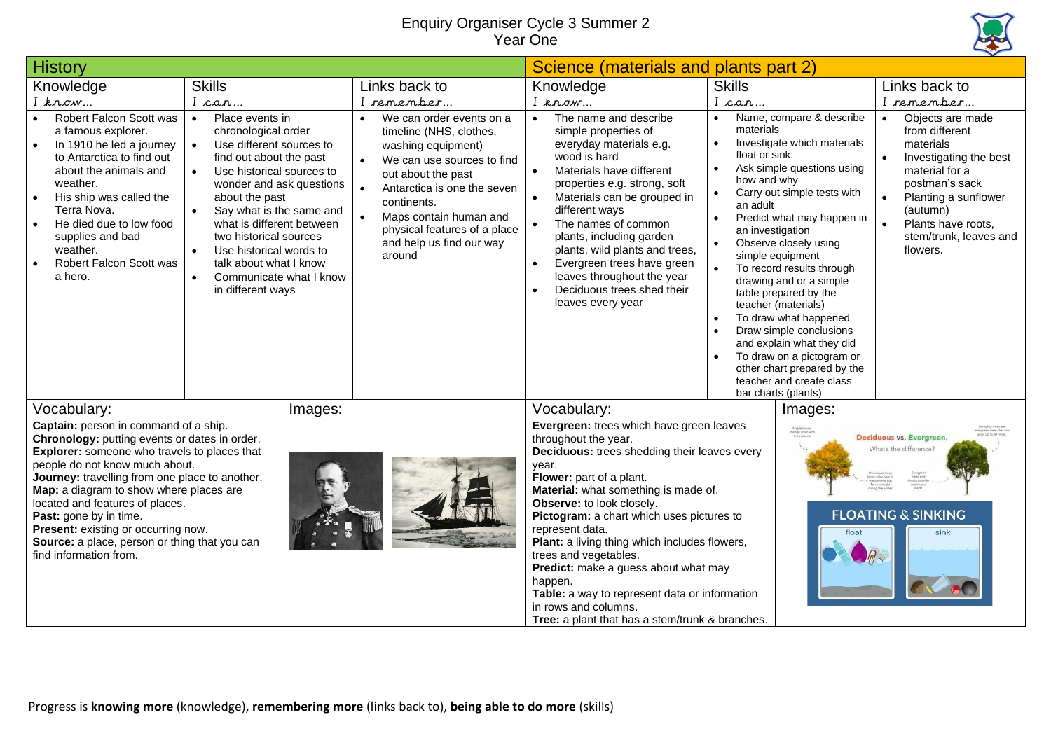# Enquiry Organiser Cycle 3 Summer 2
## Year One

## History

| Knowledge<br>*I know…* | Skills<br>*I can…* | Links back to<br>*I remember…* |
| --- | --- | --- |
| • Robert Falcon Scott was a famous explorer.<br>• In 1910 he led a journey to Antarctica to find out about the animals and weather.<br>• His ship was called the Terra Nova.<br>• He died due to low food supplies and bad weather.<br>• Robert Falcon Scott was a hero. | • Place events in chronological order<br>• Use different sources to find out about the past<br>• Use historical sources to wonder and ask questions about the past<br>• Say what is the same and what is different between two historical sources<br>• Use historical words to talk about what I know<br>• Communicate what I know in different ways | • We can order events on a timeline (NHS, clothes, washing equipment)<br>• We can use sources to find out about the past<br>• Antarctica is one the seven continents.<br>• Maps contain human and physical features of a place and help us find our way around |

### Vocabulary:

**Captain:** person in command of a ship.
**Chronology:** putting events or dates in order.
**Explorer:** someone who travels to places that people do not know much about.
**Journey:** travelling from one place to another.
**Map:** a diagram to show where places are located and features of places.
**Past:** gone by in time.
**Present:** existing or occurring now.
**Source:** a place, person or thing that you can find information from.

### Images:

## Science (materials and plants part 2)

| Knowledge<br>*I know…* | Skills<br>*I can…* | Links back to<br>*I remember…* |
| --- | --- | --- |
| • The name and describe simple properties of everyday materials e.g. wood is hard<br>• Materials have different properties e.g. strong, soft<br>• Materials can be grouped in different ways<br>• The names of common plants, including garden plants, wild plants and trees,<br>• Evergreen trees have green leaves throughout the year<br>• Deciduous trees shed their leaves every year | • Name, compare & describe materials<br>• Investigate which materials float or sink.<br>• Ask simple questions using how and why<br>• Carry out simple tests with an adult<br>• Predict what may happen in an investigation<br>• Observe closely using simple equipment<br>• To record results through drawing and or a simple table prepared by the teacher (materials)<br>• To draw what happened<br>• Draw simple conclusions and explain what they did<br>• To draw on a pictogram or other chart prepared by the teacher and create class bar charts (plants) | • Objects are made from different materials<br>• Investigating the best material for a postman's sack<br>• Planting a sunflower (autumn)<br>• Plants have roots, stem/trunk, leaves and flowers. |

### Vocabulary:

**Evergreen:** trees which have green leaves throughout the year.
**Deciduous:** trees shedding their leaves every year.
**Flower:** part of a plant.
**Material:** what something is made of.
**Observe:** to look closely.
**Pictogram:** a chart which uses pictures to represent data.
**Plant:** a living thing which includes flowers, trees and vegetables.
**Predict:** make a guess about what may happen.
**Table:** a way to represent data or information in rows and columns.
**Tree:** a plant that has a stem/trunk & branches.

### Images:

Deciduous vs. Evergreen.
What's the difference?

FLOATING & SINKING
float
sink

Progress is **knowing more** (knowledge), **remembering more** (links back to), **being able to do more** (skills)